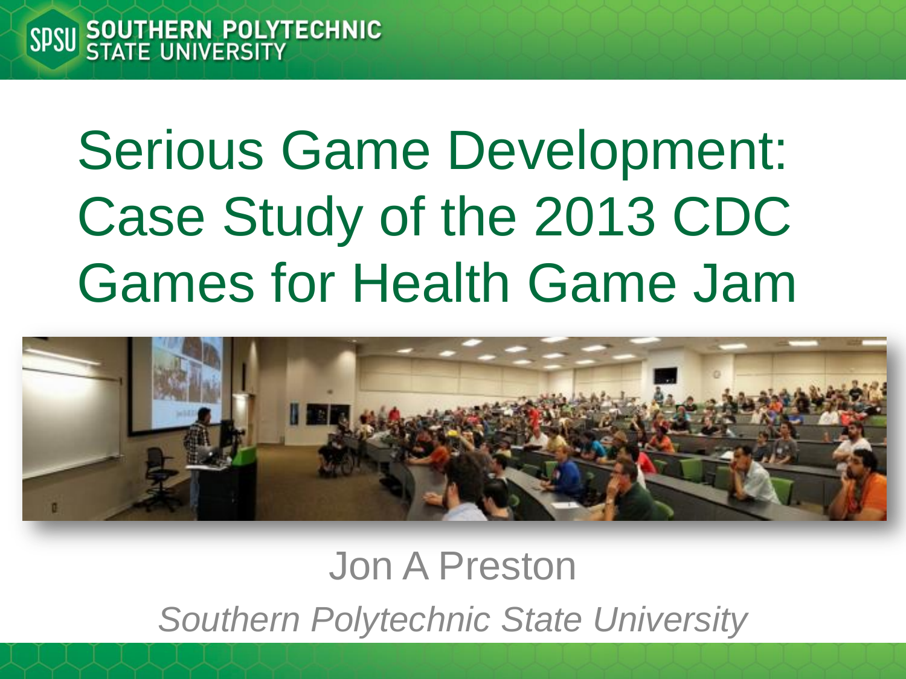SPSU SOUTHERN POLYTECHNIC STATE UNIVERSITY

# Serious Game Development: Case Study of the 2013 CDC Games for Health Game Jam

Jon A Preston

*Southern Polytechnic State University*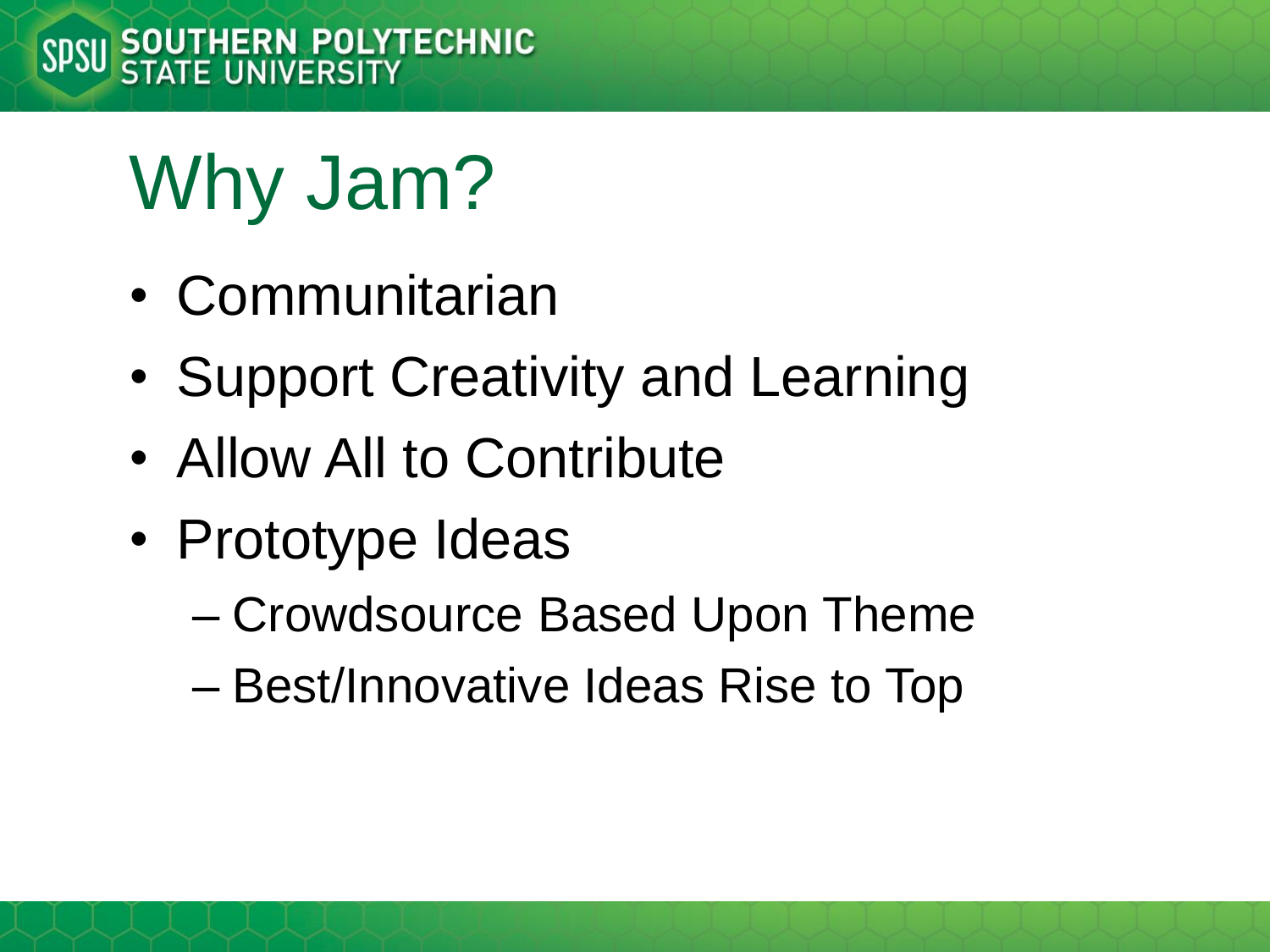# Why Jam?

- Communitarian
- Support Creativity and Learning
- Allow All to Contribute
- Prototype Ideas
  - Crowdsource Based Upon Theme
  - Best/Innovative Ideas Rise to Top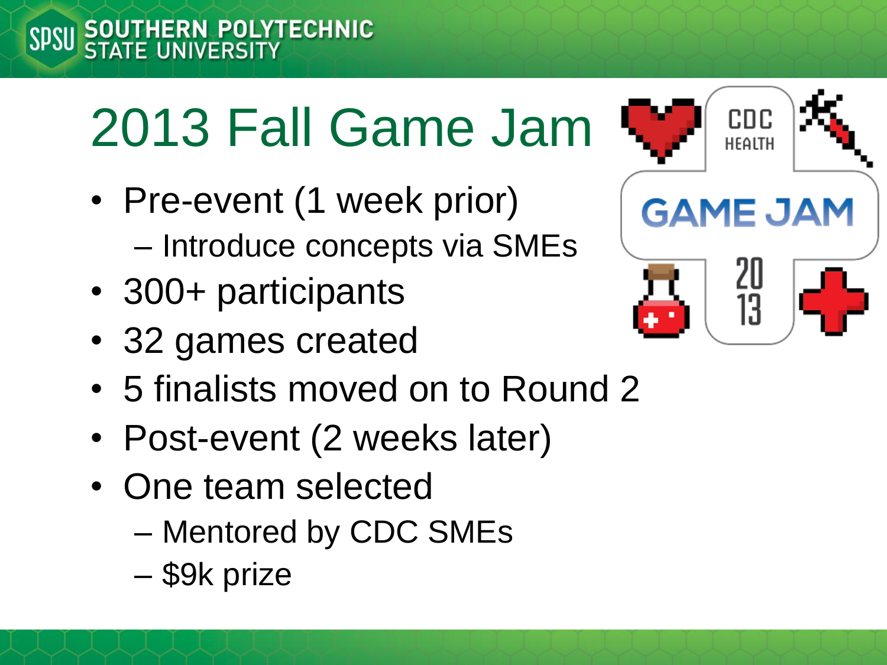# 2013 Fall Game Jam

- Pre-event (1 week prior)
  - Introduce concepts via SMEs
- 300+ participants
- 32 games created
- 5 finalists moved on to Round 2
- Post-event (2 weeks later)
- One team selected
  - Mentored by CDC SMEs
  - $9k prize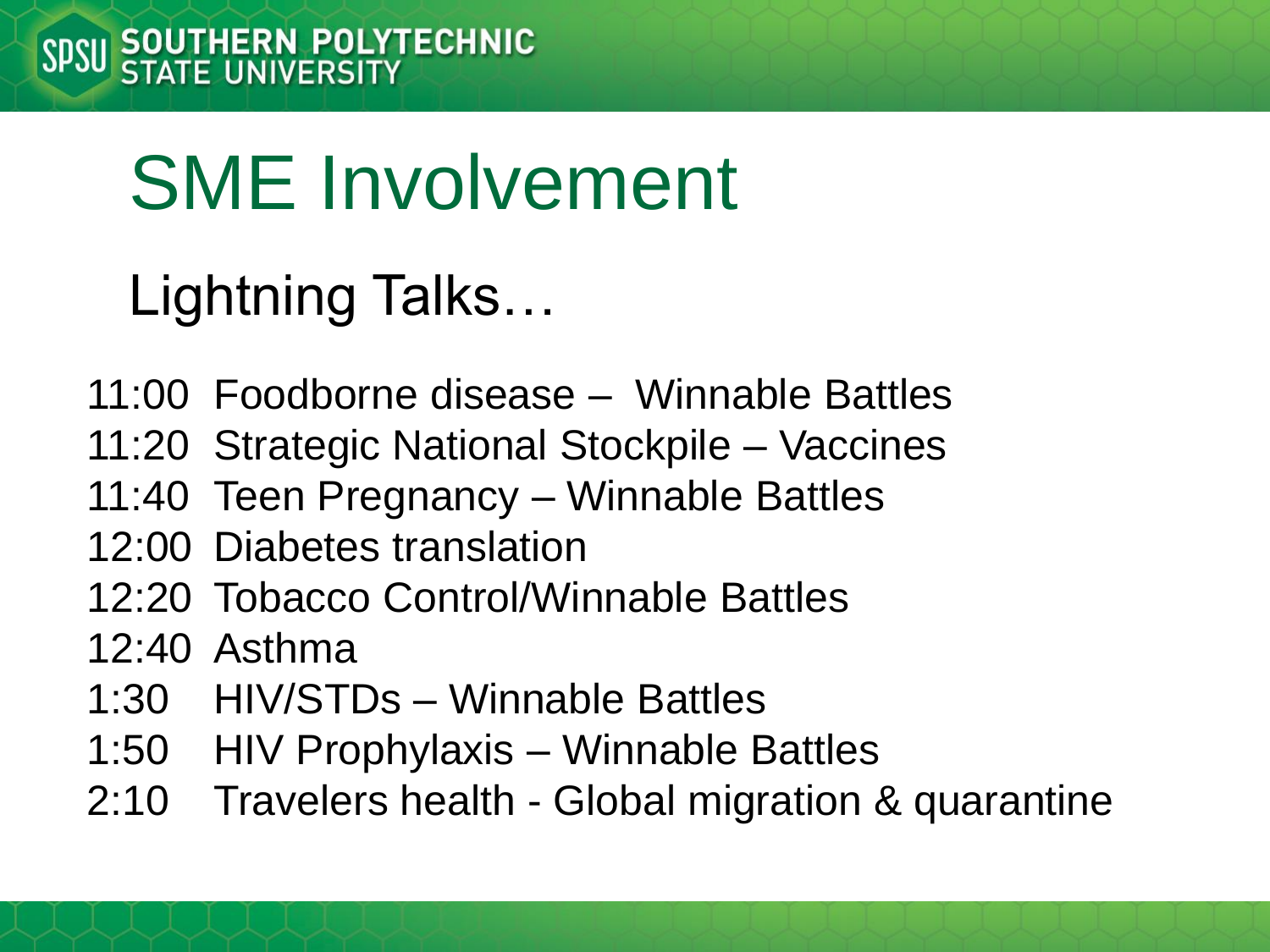# SME Involvement

## Lightning Talks…

- 11:00 Foodborne disease – Winnable Battles
- 11:20 Strategic National Stockpile – Vaccines
- 11:40 Teen Pregnancy – Winnable Battles
- 12:00 Diabetes translation
- 12:20 Tobacco Control/Winnable Battles
- 12:40 Asthma
- 1:30 HIV/STDs – Winnable Battles
- 1:50 HIV Prophylaxis – Winnable Battles
- 2:10 Travelers health - Global migration & quarantine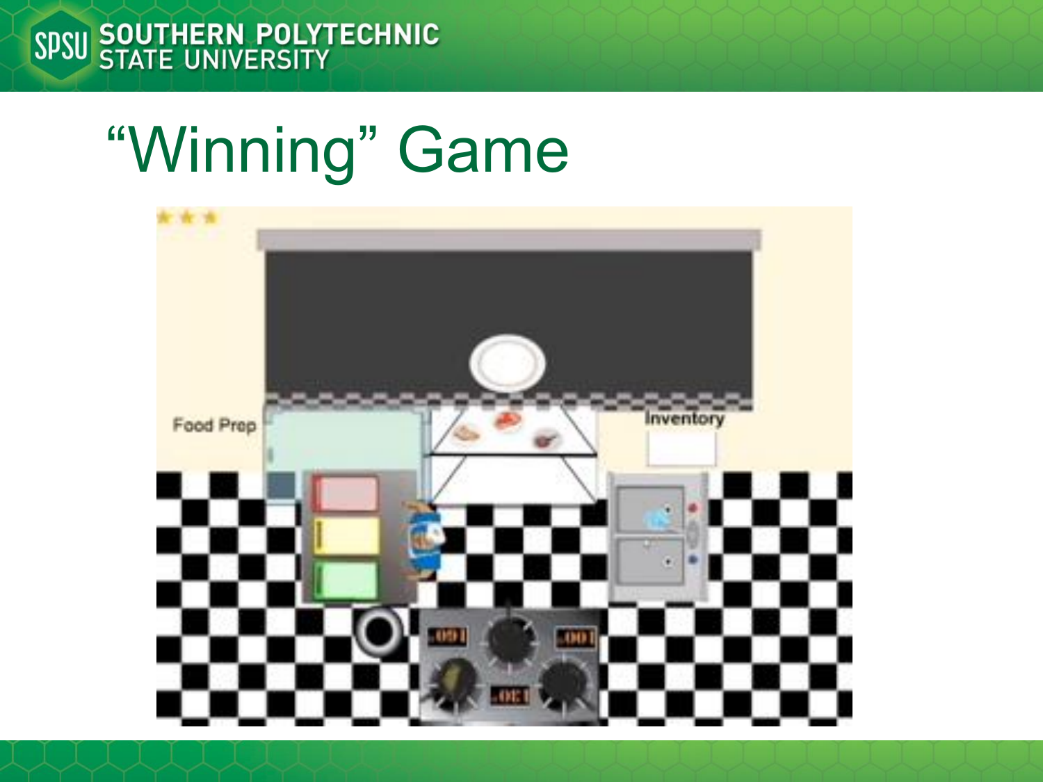# “Winning” Game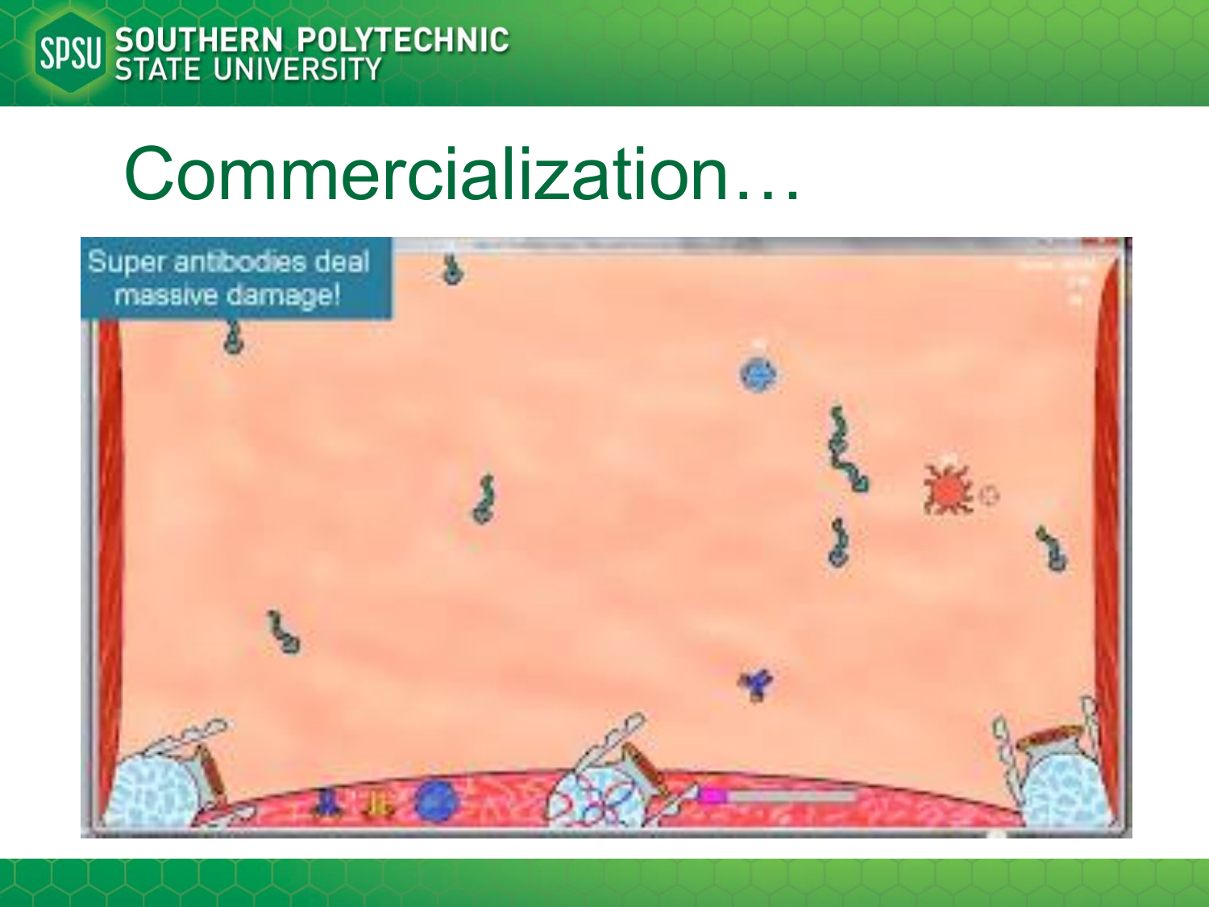# Commercialization…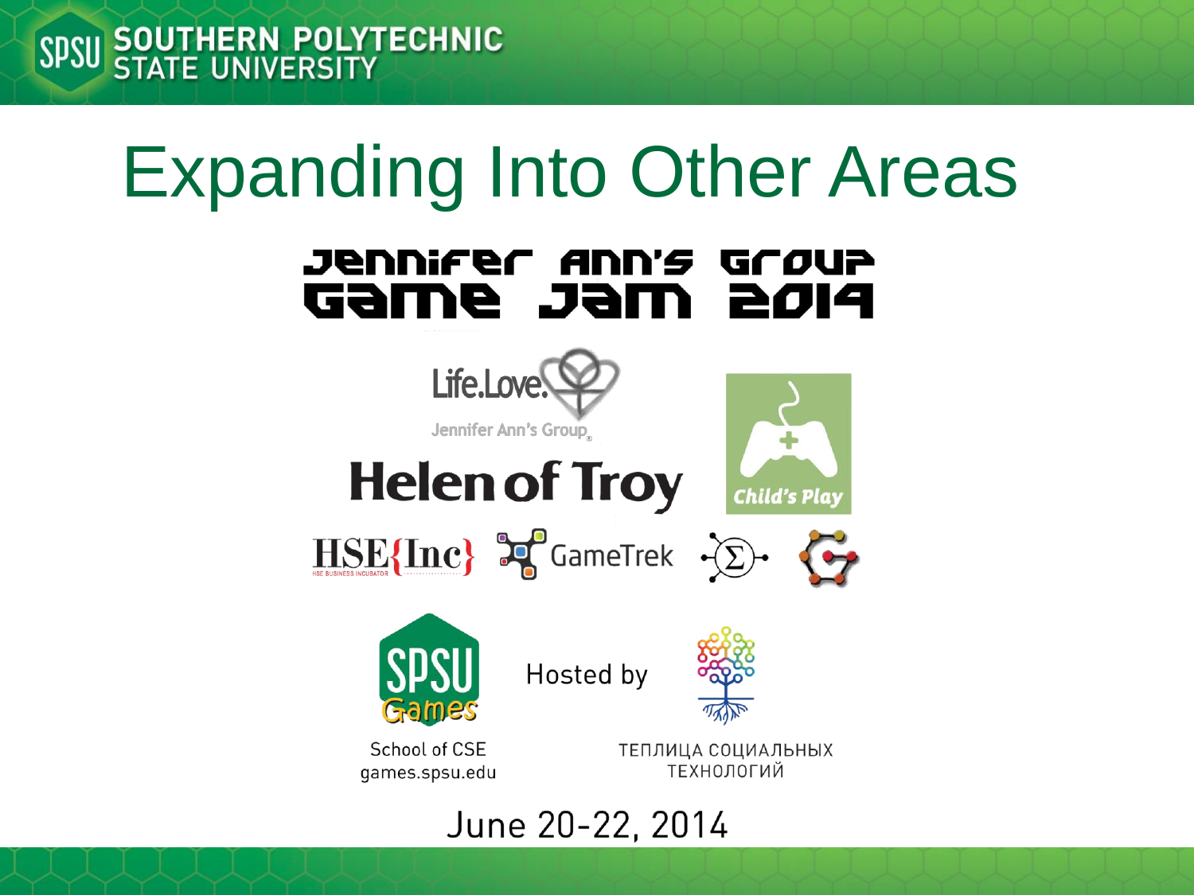# Expanding Into Other Areas

**Jennifer Ann's Group Game Jam 2014**

Life.Love. Jennifer Ann's Group

Helen of Troy

Child's Play

HSE{Inc} HSE BUSINESS INCUBATOR

GameTrek

SPSU Games

School of CSE
games.spsu.edu

Hosted by

ТЕПЛИЦА СОЦИАЛЬНЫХ ТЕХНОЛОГИЙ

June 20-22, 2014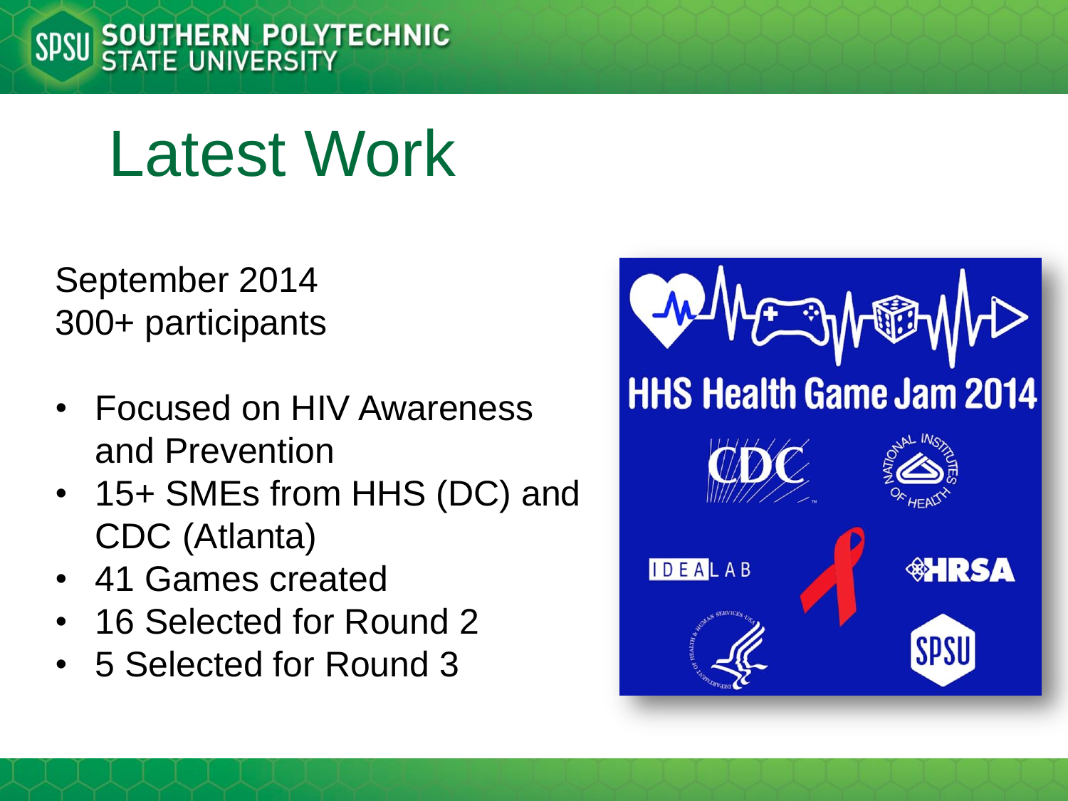# Latest Work

September 2014
300+ participants

- Focused on HIV Awareness and Prevention
- 15+ SMEs from HHS (DC) and CDC (Atlanta)
- 41 Games created
- 16 Selected for Round 2
- 5 Selected for Round 3

HHS Health Game Jam 2014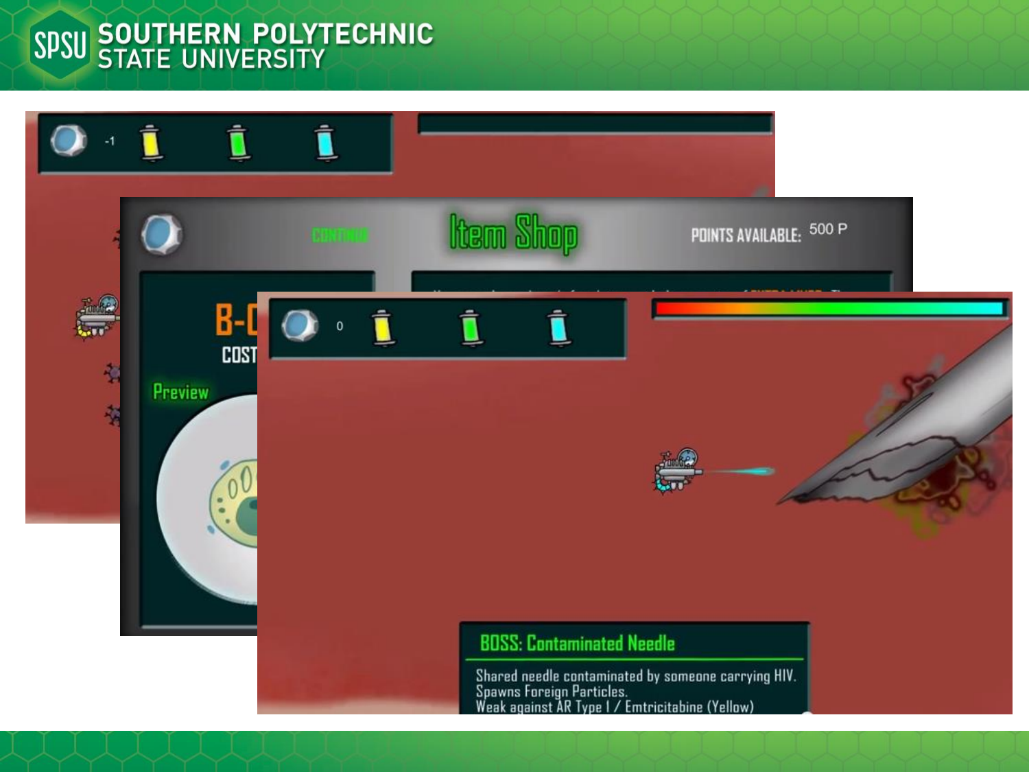Item Shop

CONTINUE

POINTS AVAILABLE: 500 P

Preview

**BOSS: Contaminated Needle**

Shared needle contaminated by someone carrying HIV.
Spawns Foreign Particles.
Weak against AR Type I / Emtricitabine (Yellow)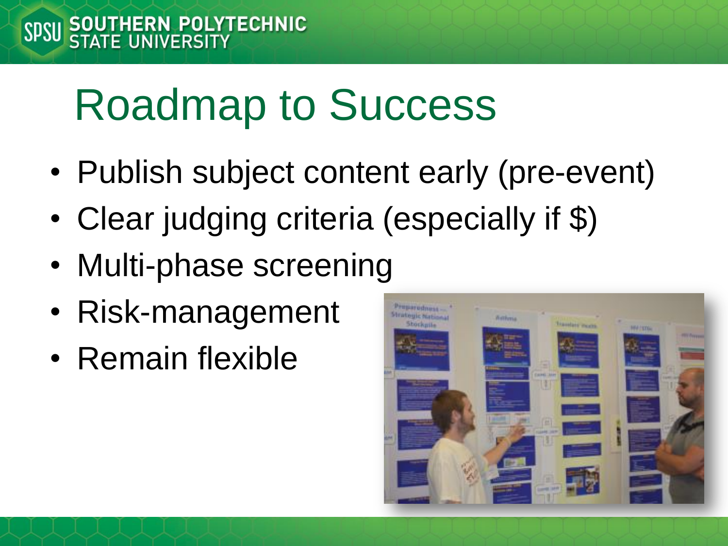# Roadmap to Success

- Publish subject content early (pre-event)
- Clear judging criteria (especially if $)
- Multi-phase screening
- Risk-management
- Remain flexible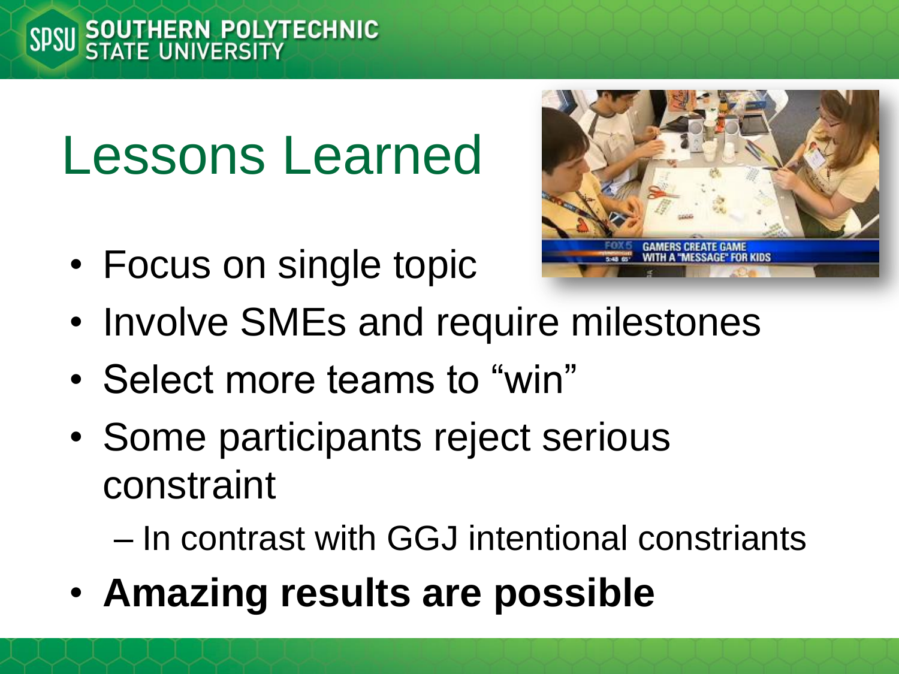# Lessons Learned

- Focus on single topic
- Involve SMEs and require milestones
- Select more teams to "win"
- Some participants reject serious constraint
  - In contrast with GGJ intentional constriants
- **Amazing results are possible**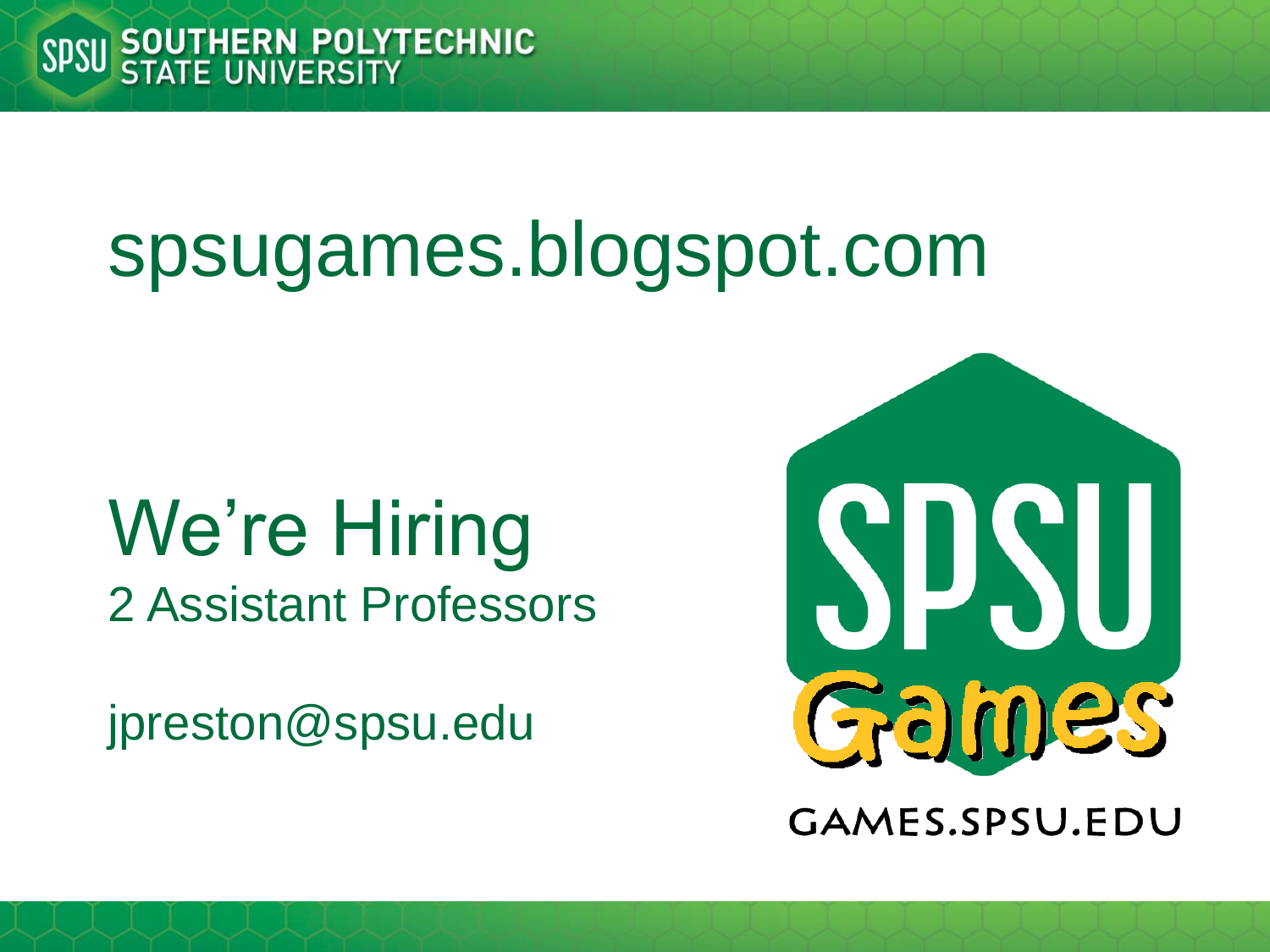# spsugames.blogspot.com

## We're Hiring

2 Assistant Professors

jpreston@spsu.edu

GAMES.SPSU.EDU